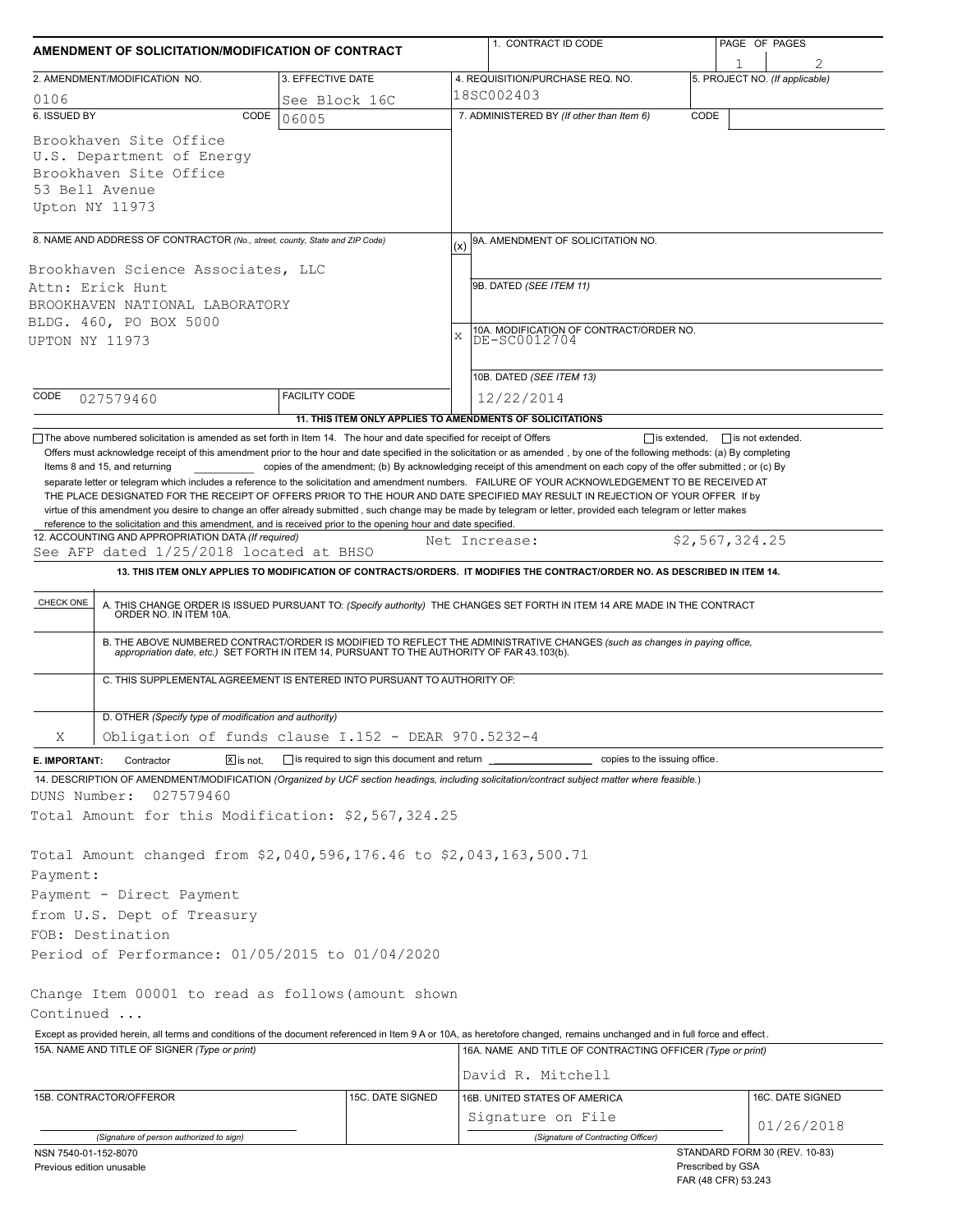# AMENDMENT OF SOLICITATION/MODIFICATION OF CONTRACT

| | |
|---|---|
| 1. CONTRACT ID CODE | |
| PAGE OF PAGES | 1 / 2 |
| 2. AMENDMENT/MODIFICATION NO. | 0106 |
| 3. EFFECTIVE DATE | See Block 16C |
| 4. REQUISITION/PURCHASE REQ. NO. | 18SC002403 |
| 5. PROJECT NO. (If applicable) | |
| 6. ISSUED BY | CODE 06005 |
| 7. ADMINISTERED BY (If other than Item 6) | CODE |

**6. ISSUED BY:**
Brookhaven Site Office
U.S. Department of Energy
Brookhaven Site Office
53 Bell Avenue
Upton NY 11973

**8. NAME AND ADDRESS OF CONTRACTOR** (No., street, county, State and ZIP Code)
Brookhaven Science Associates, LLC
Attn: Erick Hunt
BROOKHAVEN NATIONAL LABORATORY
BLDG. 460, PO BOX 5000
UPTON NY 11973

CODE 027579460 | FACILITY CODE

(x) 9A. AMENDMENT OF SOLICITATION NO.

9B. DATED (SEE ITEM 11)

X 10A. MODIFICATION OF CONTRACT/ORDER NO. DE-SC0012704

10B. DATED (SEE ITEM 13) 12/22/2014

**11. THIS ITEM ONLY APPLIES TO AMENDMENTS OF SOLICITATIONS**

☐ The above numbered solicitation is amended as set forth in Item 14. The hour and date specified for receipt of Offers ☐ is extended, ☐ is not extended.
Offers must acknowledge receipt of this amendment prior to the hour and date specified in the solicitation or as amended, by one of the following methods: (a) By completing Items 8 and 15, and returning ________ copies of the amendment; (b) By acknowledging receipt of this amendment on each copy of the offer submitted ; or (c) By separate letter or telegram which includes a reference to the solicitation and amendment numbers. FAILURE OF YOUR ACKNOWLEDGEMENT TO BE RECEIVED AT THE PLACE DESIGNATED FOR THE RECEIPT OF OFFERS PRIOR TO THE HOUR AND DATE SPECIFIED MAY RESULT IN REJECTION OF YOUR OFFER If by virtue of this amendment you desire to change an offer already submitted , such change may be made by telegram or letter, provided each telegram or letter makes reference to the solicitation and this amendment, and is received prior to the opening hour and date specified.

**12. ACCOUNTING AND APPROPRIATION DATA** (If required)
See AFP dated 1/25/2018 located at BHSO    Net Increase: $2,567,324.25

**13. THIS ITEM ONLY APPLIES TO MODIFICATION OF CONTRACTS/ORDERS. IT MODIFIES THE CONTRACT/ORDER NO. AS DESCRIBED IN ITEM 14.**

| CHECK ONE | |
|---|---|
| | A. THIS CHANGE ORDER IS ISSUED PURSUANT TO: (Specify authority) THE CHANGES SET FORTH IN ITEM 14 ARE MADE IN THE CONTRACT ORDER NO. IN ITEM 10A. |
| | B. THE ABOVE NUMBERED CONTRACT/ORDER IS MODIFIED TO REFLECT THE ADMINISTRATIVE CHANGES (such as changes in paying office, appropriation date, etc.) SET FORTH IN ITEM 14, PURSUANT TO THE AUTHORITY OF FAR 43.103(b). |
| | C. THIS SUPPLEMENTAL AGREEMENT IS ENTERED INTO PURSUANT TO AUTHORITY OF: |
| X | D. OTHER (Specify type of modification and authority) Obligation of funds clause I.152 - DEAR 970.5232-4 |

**E. IMPORTANT:** Contractor ☒ is not, ☐ is required to sign this document and return ________ copies to the issuing office.

**14. DESCRIPTION OF AMENDMENT/MODIFICATION** (Organized by UCF section headings, including solicitation/contract subject matter where feasible.)

DUNS Number: 027579460
Total Amount for this Modification: $2,567,324.25

Total Amount changed from $2,040,596,176.46 to $2,043,163,500.71
Payment:
Payment - Direct Payment
from U.S. Dept of Treasury
FOB: Destination
Period of Performance: 01/05/2015 to 01/04/2020

Change Item 00001 to read as follows(amount shown
Continued ...

Except as provided herein, all terms and conditions of the document referenced in Item 9 A or 10A, as heretofore changed, remains unchanged and in full force and effect.

| 15A. NAME AND TITLE OF SIGNER (Type or print) | | 16A. NAME AND TITLE OF CONTRACTING OFFICER (Type or print) | |
|---|---|---|---|
| | | David R. Mitchell | |
| 15B. CONTRACTOR/OFFEROR | 15C. DATE SIGNED | 16B. UNITED STATES OF AMERICA | 16C. DATE SIGNED |
| (Signature of person authorized to sign) | | Signature on File (Signature of Contracting Officer) | 01/26/2018 |

NSN 7540-01-152-8070
Previous edition unusable

STANDARD FORM 30 (REV. 10-83)
Prescribed by GSA
FAR (48 CFR) 53.243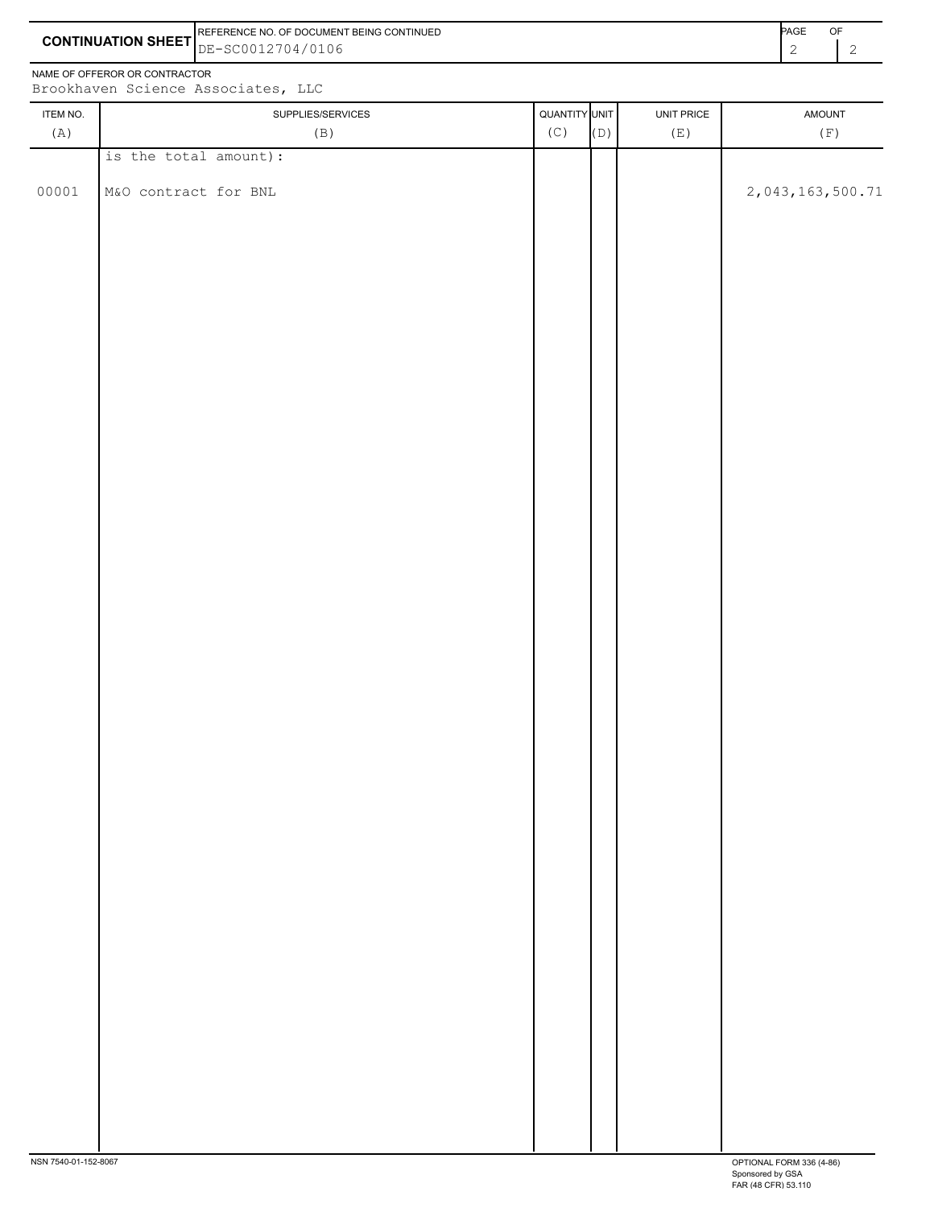**CONTINUATION SHEET**

REFERENCE NO. OF DOCUMENT BEING CONTINUED: DE-SC0012704/0106

NAME OF OFFEROR OR CONTRACTOR: Brookhaven Science Associates, LLC

| ITEM NO. (A) | SUPPLIES/SERVICES (B) | QUANTITY (C) | UNIT (D) | UNIT PRICE (E) | AMOUNT (F) |
|---|---|---|---|---|---|
| | is the total amount): | | | | |
| 00001 | M&O contract for BNL | | | | 2,043,163,500.71 |

NSN 7540-01-152-8067

OPTIONAL FORM 336 (4-86)
Sponsored by GSA
FAR (48 CFR) 53.110